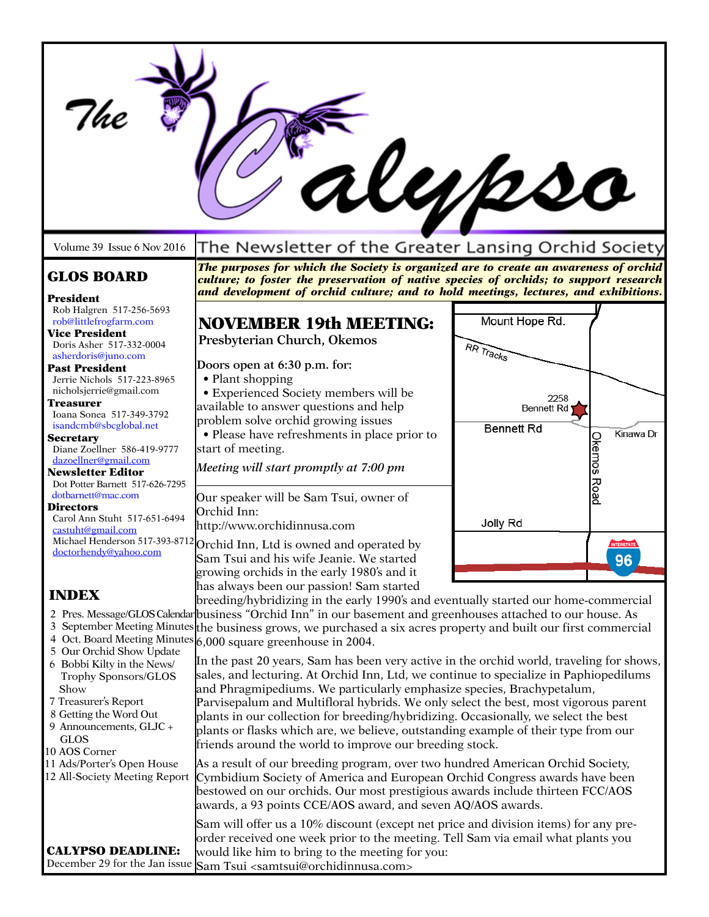# The Calypso

Volume 39 Issue 6 Nov 2016

The Newsletter of the Greater Lansing Orchid Society

***The purposes for which the Society is organized are to create an awareness of orchid culture; to foster the preservation of native species of orchids; to support research and development of orchid culture; and to hold meetings, lectures, and exhibitions.***

## GLOS BOARD

**President**
Rob Halgren 517-256-5693
rob@littlefrogfarm.com

**Vice President**
Doris Asher 517-332-0004
asherdoris@juno.com

**Past President**
Jerrie Nichols 517-223-8965
nicholsjerrie@gmail.com

**Treasurer**
Ioana Sonea 517-349-3792
isandcmb@sbcglobal.net

**Secretary**
Diane Zoellner 586-419-9777
dazoellner@gmail.com

**Newsletter Editor**
Dot Potter Barnett 517-626-7295
dotbarnett@mac.com

**Directors**
Carol Ann Stuht 517-651-6494
castuht@gmail.com
Michael Henderson 517-393-8712
doctorhendy@yahoo.com

## INDEX

2 Pres. Message/GLOS Calendar
3 September Meeting Minutes
4 Oct. Board Meeting Minutes
5 Our Orchid Show Update
6 Bobbi Kilty in the News/ Trophy Sponsors/GLOS Show
7 Treasurer's Report
8 Getting the Word Out
9 Announcements, GLJC + GLOS
10 AOS Corner
11 Ads/Porter's Open House
12 All-Society Meeting Report

**CALYPSO DEADLINE:**
December 29 for the Jan issue

## NOVEMBER 19th MEETING:

**Presbyterian Church, Okemos**

**Doors open at 6:30 p.m. for:**

- Plant shopping
- Experienced Society members will be available to answer questions and help problem solve orchid growing issues
- Please have refreshments in place prior to start of meeting.

*Meeting will start promptly at 7:00 pm*

Mount Hope Rd. | RR Tracks | 2258 Bennett Rd | Bennett Rd | Kinawa Dr | Okemos Road | Jolly Rd | Interstate 96

Our speaker will be Sam Tsui, owner of Orchid Inn:
http://www.orchidinnusa.com

Orchid Inn, Ltd is owned and operated by Sam Tsui and his wife Jeanie. We started growing orchids in the early 1980's and it has always been our passion! Sam started breeding/hybridizing in the early 1990's and eventually started our home-commercial business "Orchid Inn" in our basement and greenhouses attached to our house. As the business grows, we purchased a six acres property and built our first commercial 6,000 square greenhouse in 2004.

In the past 20 years, Sam has been very active in the orchid world, traveling for shows, sales, and lecturing. At Orchid Inn, Ltd, we continue to specialize in Paphiopedilums and Phragmipediums. We particularly emphasize species, Brachypetalum, Parvisepalum and Multifloral hybrids. We only select the best, most vigorous parent plants in our collection for breeding/hybridizing. Occasionally, we select the best plants or flasks which are, we believe, outstanding example of their type from our friends around the world to improve our breeding stock.

As a result of our breeding program, over two hundred American Orchid Society, Cymbidium Society of America and European Orchid Congress awards have been bestowed on our orchids. Our most prestigious awards include thirteen FCC/AOS awards, a 93 points CCE/AOS award, and seven AQ/AOS awards.

Sam will offer us a 10% discount (except net price and division items) for any pre-order received one week prior to the meeting. Tell Sam via email what plants you would like him to bring to the meeting for you:
Sam Tsui <samtsui@orchidinnusa.com>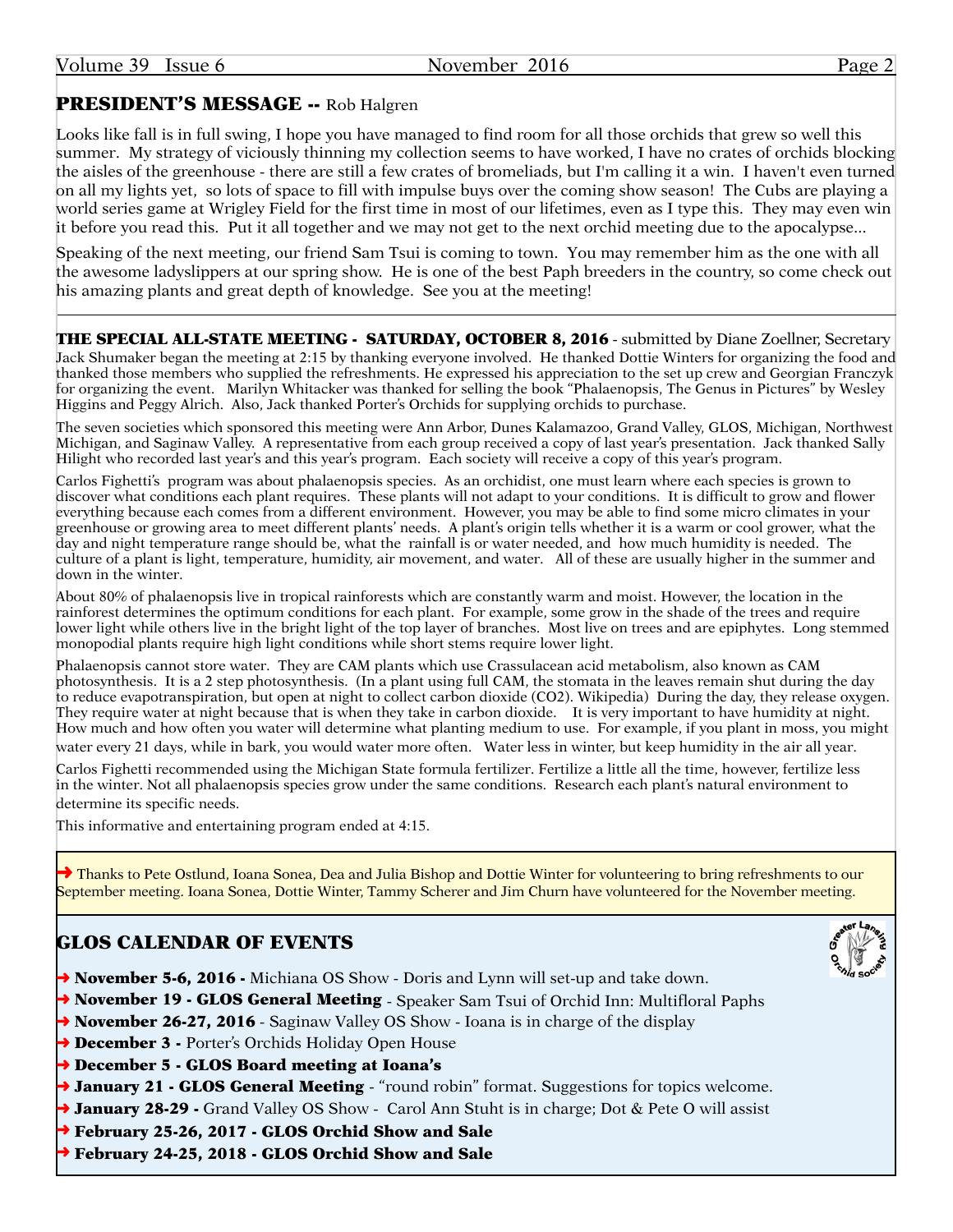## PRESIDENT'S MESSAGE -- Rob Halgren

Looks like fall is in full swing, I hope you have managed to find room for all those orchids that grew so well this summer. My strategy of viciously thinning my collection seems to have worked, I have no crates of orchids blocking the aisles of the greenhouse - there are still a few crates of bromeliads, but I'm calling it a win. I haven't even turned on all my lights yet, so lots of space to fill with impulse buys over the coming show season! The Cubs are playing a world series game at Wrigley Field for the first time in most of our lifetimes, even as I type this. They may even win it before you read this. Put it all together and we may not get to the next orchid meeting due to the apocalypse...

Speaking of the next meeting, our friend Sam Tsui is coming to town. You may remember him as the one with all the awesome ladyslippers at our spring show. He is one of the best Paph breeders in the country, so come check out his amazing plants and great depth of knowledge. See you at the meeting!

---

**THE SPECIAL ALL-STATE MEETING - SATURDAY, OCTOBER 8, 2016** - submitted by Diane Zoellner, Secretary

Jack Shumaker began the meeting at 2:15 by thanking everyone involved. He thanked Dottie Winters for organizing the food and thanked those members who supplied the refreshments. He expressed his appreciation to the set up crew and Georgian Franczyk for organizing the event. Marilyn Whitacker was thanked for selling the book "Phalaenopsis, The Genus in Pictures" by Wesley Higgins and Peggy Alrich. Also, Jack thanked Porter's Orchids for supplying orchids to purchase.

The seven societies which sponsored this meeting were Ann Arbor, Dunes Kalamazoo, Grand Valley, GLOS, Michigan, Northwest Michigan, and Saginaw Valley. A representative from each group received a copy of last year's presentation. Jack thanked Sally Hilight who recorded last year's and this year's program. Each society will receive a copy of this year's program.

Carlos Fighetti's program was about phalaenopsis species. As an orchidist, one must learn where each species is grown to discover what conditions each plant requires. These plants will not adapt to your conditions. It is difficult to grow and flower everything because each comes from a different environment. However, you may be able to find some micro climates in your greenhouse or growing area to meet different plants' needs. A plant's origin tells whether it is a warm or cool grower, what the day and night temperature range should be, what the rainfall is or water needed, and how much humidity is needed. The culture of a plant is light, temperature, humidity, air movement, and water. All of these are usually higher in the summer and down in the winter.

About 80% of phalaenopsis live in tropical rainforests which are constantly warm and moist. However, the location in the rainforest determines the optimum conditions for each plant. For example, some grow in the shade of the trees and require lower light while others live in the bright light of the top layer of branches. Most live on trees and are epiphytes. Long stemmed monopodial plants require high light conditions while short stems require lower light.

Phalaenopsis cannot store water. They are CAM plants which use Crassulacean acid metabolism, also known as CAM photosynthesis. It is a 2 step photosynthesis. (In a plant using full CAM, the stomata in the leaves remain shut during the day to reduce evapotranspiration, but open at night to collect carbon dioxide ($CO_2$). Wikipedia) During the day, they release oxygen. They require water at night because that is when they take in carbon dioxide. It is very important to have humidity at night. How much and how often you water will determine what planting medium to use. For example, if you plant in moss, you might water every 21 days, while in bark, you would water more often. Water less in winter, but keep humidity in the air all year.

Carlos Fighetti recommended using the Michigan State formula fertilizer. Fertilize a little all the time, however, fertilize less in the winter. Not all phalaenopsis species grow under the same conditions. Research each plant's natural environment to determine its specific needs.

This informative and entertaining program ended at 4:15.

➜ Thanks to Pete Ostlund, Ioana Sonea, Dea and Julia Bishop and Dottie Winter for volunteering to bring refreshments to our September meeting. Ioana Sonea, Dottie Winter, Tammy Scherer and Jim Churn have volunteered for the November meeting.

## GLOS CALENDAR OF EVENTS

- ➜ **November 5-6, 2016 -** Michiana OS Show - Doris and Lynn will set-up and take down.
- ➜ **November 19 - GLOS General Meeting** - Speaker Sam Tsui of Orchid Inn: Multifloral Paphs
- ➜ **November 26-27, 2016** - Saginaw Valley OS Show - Ioana is in charge of the display
- ➜ **December 3 -** Porter's Orchids Holiday Open House
- ➜ **December 5 - GLOS Board meeting at Ioana's**
- ➜ **January 21 - GLOS General Meeting** - "round robin" format. Suggestions for topics welcome.
- ➜ **January 28-29 -** Grand Valley OS Show - Carol Ann Stuht is in charge; Dot & Pete O will assist
- ➜ **February 25-26, 2017 - GLOS Orchid Show and Sale**
- ➜ **February 24-25, 2018 - GLOS Orchid Show and Sale**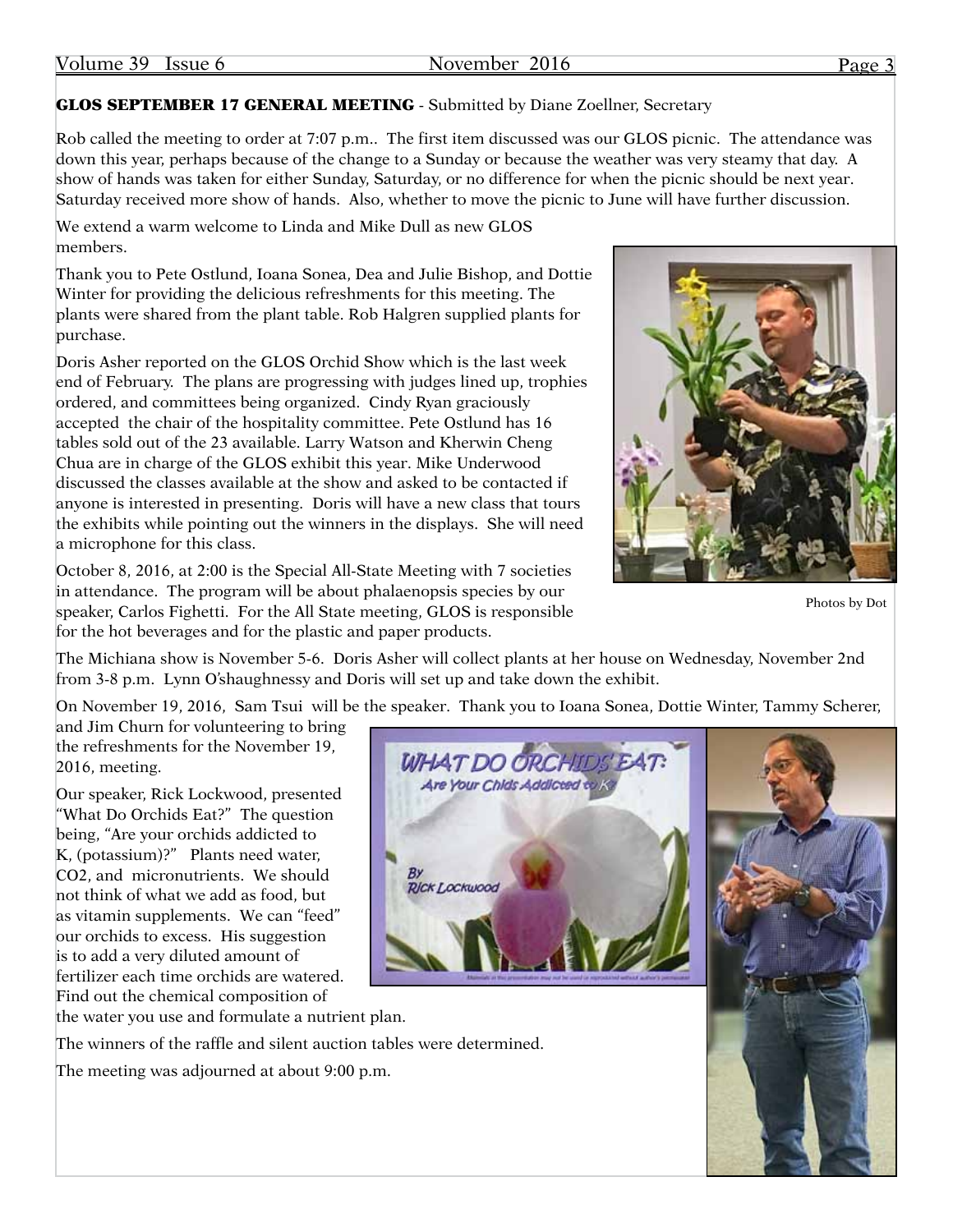**GLOS SEPTEMBER 17 GENERAL MEETING** - Submitted by Diane Zoellner, Secretary

Rob called the meeting to order at 7:07 p.m.. The first item discussed was our GLOS picnic. The attendance was down this year, perhaps because of the change to a Sunday or because the weather was very steamy that day. A show of hands was taken for either Sunday, Saturday, or no difference for when the picnic should be next year. Saturday received more show of hands. Also, whether to move the picnic to June will have further discussion.

We extend a warm welcome to Linda and Mike Dull as new GLOS members.

Thank you to Pete Ostlund, Ioana Sonea, Dea and Julie Bishop, and Dottie Winter for providing the delicious refreshments for this meeting. The plants were shared from the plant table. Rob Halgren supplied plants for purchase.

Doris Asher reported on the GLOS Orchid Show which is the last week end of February. The plans are progressing with judges lined up, trophies ordered, and committees being organized. Cindy Ryan graciously accepted the chair of the hospitality committee. Pete Ostlund has 16 tables sold out of the 23 available. Larry Watson and Kherwin Cheng Chua are in charge of the GLOS exhibit this year. Mike Underwood discussed the classes available at the show and asked to be contacted if anyone is interested in presenting. Doris will have a new class that tours the exhibits while pointing out the winners in the displays. She will need a microphone for this class.

Photos by Dot

October 8, 2016, at 2:00 is the Special All-State Meeting with 7 societies in attendance. The program will be about phalaenopsis species by our speaker, Carlos Fighetti. For the All State meeting, GLOS is responsible for the hot beverages and for the plastic and paper products.

The Michiana show is November 5-6. Doris Asher will collect plants at her house on Wednesday, November 2nd from 3-8 p.m. Lynn O'shaughnessy and Doris will set up and take down the exhibit.

On November 19, 2016, Sam Tsui will be the speaker. Thank you to Ioana Sonea, Dottie Winter, Tammy Scherer, and Jim Churn for volunteering to bring the refreshments for the November 19, 2016, meeting.

Our speaker, Rick Lockwood, presented "What Do Orchids Eat?" The question being, "Are your orchids addicted to K, (potassium)?" Plants need water, $CO_2$, and micronutrients. We should not think of what we add as food, but as vitamin supplements. We can "feed" our orchids to excess. His suggestion is to add a very diluted amount of fertilizer each time orchids are watered. Find out the chemical composition of the water you use and formulate a nutrient plan.

The winners of the raffle and silent auction tables were determined.

The meeting was adjourned at about 9:00 p.m.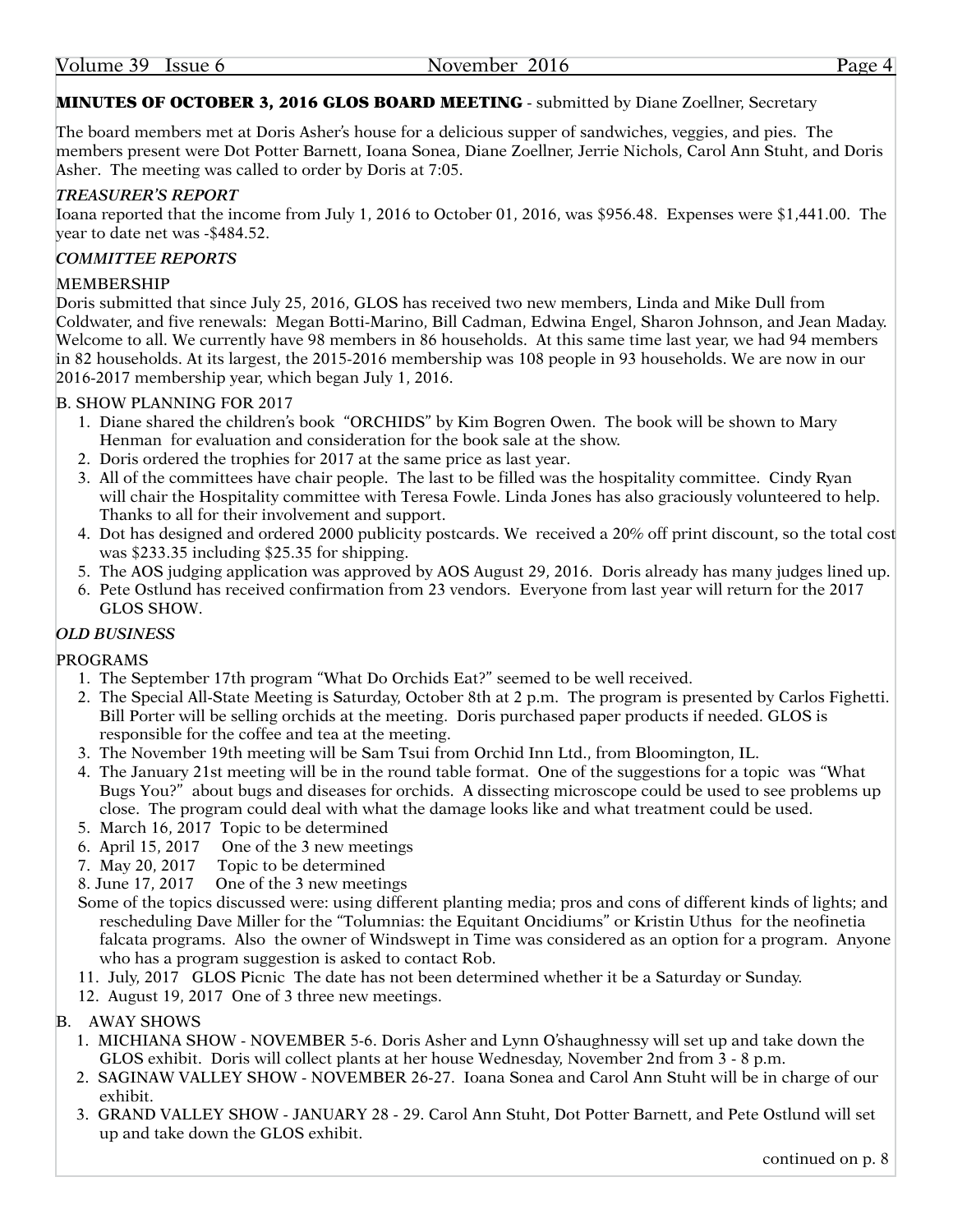**MINUTES OF OCTOBER 3, 2016 GLOS BOARD MEETING** - submitted by Diane Zoellner, Secretary

The board members met at Doris Asher's house for a delicious supper of sandwiches, veggies, and pies. The members present were Dot Potter Barnett, Ioana Sonea, Diane Zoellner, Jerrie Nichols, Carol Ann Stuht, and Doris Asher. The meeting was called to order by Doris at 7:05.

***TREASURER'S REPORT***

Ioana reported that the income from July 1, 2016 to October 01, 2016, was $956.48. Expenses were $1,441.00. The year to date net was -$484.52.

***COMMITTEE REPORTS***

MEMBERSHIP

Doris submitted that since July 25, 2016, GLOS has received two new members, Linda and Mike Dull from Coldwater, and five renewals: Megan Botti-Marino, Bill Cadman, Edwina Engel, Sharon Johnson, and Jean Maday. Welcome to all. We currently have 98 members in 86 households. At this same time last year, we had 94 members in 82 households. At its largest, the 2015-2016 membership was 108 people in 93 households. We are now in our 2016-2017 membership year, which began July 1, 2016.

B. SHOW PLANNING FOR 2017

1. Diane shared the children's book "ORCHIDS" by Kim Bogren Owen. The book will be shown to Mary Henman for evaluation and consideration for the book sale at the show.
2. Doris ordered the trophies for 2017 at the same price as last year.
3. All of the committees have chair people. The last to be filled was the hospitality committee. Cindy Ryan will chair the Hospitality committee with Teresa Fowle. Linda Jones has also graciously volunteered to help. Thanks to all for their involvement and support.
4. Dot has designed and ordered 2000 publicity postcards. We received a 20% off print discount, so the total cost was $233.35 including $25.35 for shipping.
5. The AOS judging application was approved by AOS August 29, 2016. Doris already has many judges lined up.
6. Pete Ostlund has received confirmation from 23 vendors. Everyone from last year will return for the 2017 GLOS SHOW.

***OLD BUSINESS***

PROGRAMS

1. The September 17th program "What Do Orchids Eat?" seemed to be well received.
2. The Special All-State Meeting is Saturday, October 8th at 2 p.m. The program is presented by Carlos Fighetti. Bill Porter will be selling orchids at the meeting. Doris purchased paper products if needed. GLOS is responsible for the coffee and tea at the meeting.
3. The November 19th meeting will be Sam Tsui from Orchid Inn Ltd., from Bloomington, IL.
4. The January 21st meeting will be in the round table format. One of the suggestions for a topic was "What Bugs You?" about bugs and diseases for orchids. A dissecting microscope could be used to see problems up close. The program could deal with what the damage looks like and what treatment could be used.
5. March 16, 2017 Topic to be determined
6. April 15, 2017 One of the 3 new meetings
7. May 20, 2017 Topic to be determined
8. June 17, 2017 One of the 3 new meetings

Some of the topics discussed were: using different planting media; pros and cons of different kinds of lights; and rescheduling Dave Miller for the "Tolumnias: the Equitant Oncidiums" or Kristin Uthus for the neofinetia falcata programs. Also the owner of Windswept in Time was considered as an option for a program. Anyone who has a program suggestion is asked to contact Rob.

11. July, 2017 GLOS Picnic The date has not been determined whether it be a Saturday or Sunday.
12. August 19, 2017 One of 3 three new meetings.

B. AWAY SHOWS

1. MICHIANA SHOW - NOVEMBER 5-6. Doris Asher and Lynn O'shaughnessy will set up and take down the GLOS exhibit. Doris will collect plants at her house Wednesday, November 2nd from 3 - 8 p.m.
2. SAGINAW VALLEY SHOW - NOVEMBER 26-27. Ioana Sonea and Carol Ann Stuht will be in charge of our exhibit.
3. GRAND VALLEY SHOW - JANUARY 28 - 29. Carol Ann Stuht, Dot Potter Barnett, and Pete Ostlund will set up and take down the GLOS exhibit.

continued on p. 8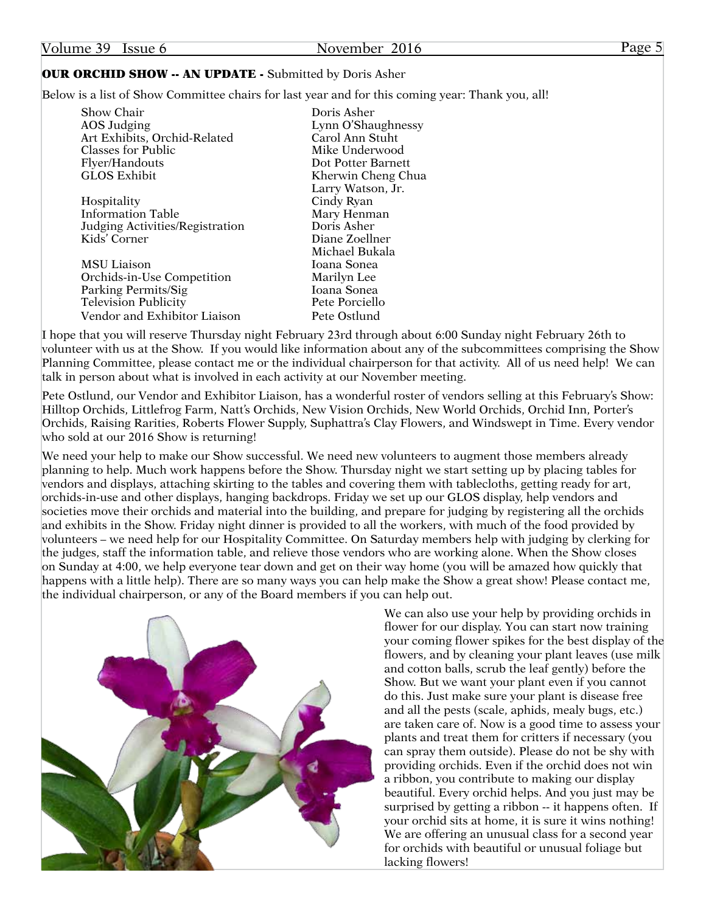**OUR ORCHID SHOW -- AN UPDATE -** Submitted by Doris Asher

Below is a list of Show Committee chairs for last year and for this coming year: Thank you, all!

| | |
|---|---|
| Show Chair | Doris Asher |
| AOS Judging | Lynn O'Shaughnessy |
| Art Exhibits, Orchid-Related | Carol Ann Stuht |
| Classes for Public | Mike Underwood |
| Flyer/Handouts | Dot Potter Barnett |
| GLOS Exhibit | Kherwin Cheng Chua |
| | Larry Watson, Jr. |
| Hospitality | Cindy Ryan |
| Information Table | Mary Henman |
| Judging Activities/Registration | Doris Asher |
| Kids' Corner | Diane Zoellner |
| | Michael Bukala |
| MSU Liaison | Ioana Sonea |
| Orchids-in-Use Competition | Marilyn Lee |
| Parking Permits/Sig | Ioana Sonea |
| Television Publicity | Pete Porciello |
| Vendor and Exhibitor Liaison | Pete Ostlund |

I hope that you will reserve Thursday night February 23rd through about 6:00 Sunday night February 26th to volunteer with us at the Show. If you would like information about any of the subcommittees comprising the Show Planning Committee, please contact me or the individual chairperson for that activity. All of us need help! We can talk in person about what is involved in each activity at our November meeting.

Pete Ostlund, our Vendor and Exhibitor Liaison, has a wonderful roster of vendors selling at this February's Show: Hilltop Orchids, Littlefrog Farm, Natt's Orchids, New Vision Orchids, New World Orchids, Orchid Inn, Porter's Orchids, Raising Rarities, Roberts Flower Supply, Suphattra's Clay Flowers, and Windswept in Time. Every vendor who sold at our 2016 Show is returning!

We need your help to make our Show successful. We need new volunteers to augment those members already planning to help. Much work happens before the Show. Thursday night we start setting up by placing tables for vendors and displays, attaching skirting to the tables and covering them with tablecloths, getting ready for art, orchids-in-use and other displays, hanging backdrops. Friday we set up our GLOS display, help vendors and societies move their orchids and material into the building, and prepare for judging by registering all the orchids and exhibits in the Show. Friday night dinner is provided to all the workers, with much of the food provided by volunteers – we need help for our Hospitality Committee. On Saturday members help with judging by clerking for the judges, staff the information table, and relieve those vendors who are working alone. When the Show closes on Sunday at 4:00, we help everyone tear down and get on their way home (you will be amazed how quickly that happens with a little help). There are so many ways you can help make the Show a great show! Please contact me, the individual chairperson, or any of the Board members if you can help out.

We can also use your help by providing orchids in flower for our display. You can start now training your coming flower spikes for the best display of the flowers, and by cleaning your plant leaves (use milk and cotton balls, scrub the leaf gently) before the Show. But we want your plant even if you cannot do this. Just make sure your plant is disease free and all the pests (scale, aphids, mealy bugs, etc.) are taken care of. Now is a good time to assess your plants and treat them for critters if necessary (you can spray them outside). Please do not be shy with providing orchids. Even if the orchid does not win a ribbon, you contribute to making our display beautiful. Every orchid helps. And you just may be surprised by getting a ribbon -- it happens often. If your orchid sits at home, it is sure it wins nothing! We are offering an unusual class for a second year for orchids with beautiful or unusual foliage but lacking flowers!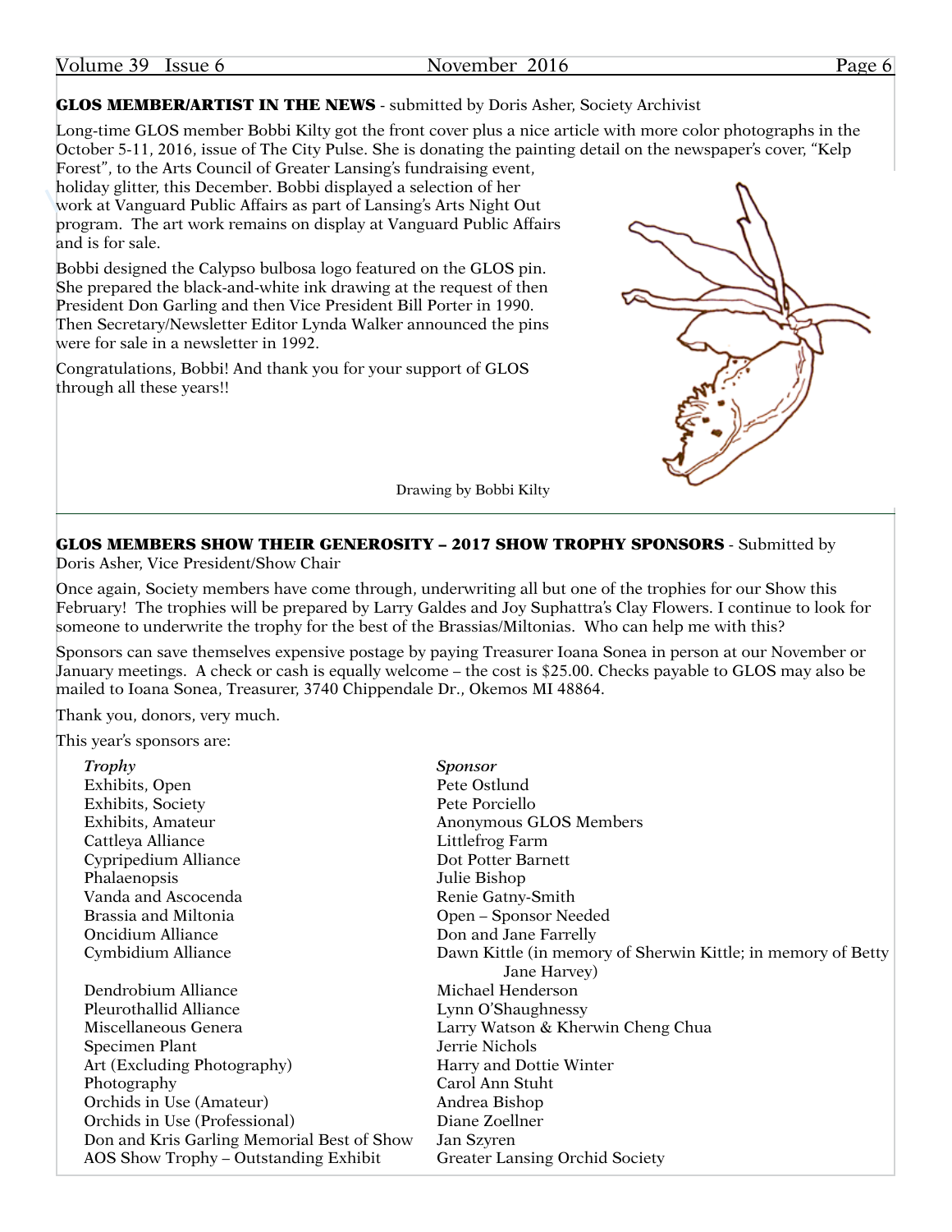## GLOS MEMBER/ARTIST IN THE NEWS - submitted by Doris Asher, Society Archivist

Long-time GLOS member Bobbi Kilty got the front cover plus a nice article with more color photographs in the October 5-11, 2016, issue of The City Pulse. She is donating the painting detail on the newspaper's cover, "Kelp Forest", to the Arts Council of Greater Lansing's fundraising event, holiday glitter, this December. Bobbi displayed a selection of her work at Vanguard Public Affairs as part of Lansing's Arts Night Out program. The art work remains on display at Vanguard Public Affairs and is for sale.

Bobbi designed the Calypso bulbosa logo featured on the GLOS pin. She prepared the black-and-white ink drawing at the request of then President Don Garling and then Vice President Bill Porter in 1990. Then Secretary/Newsletter Editor Lynda Walker announced the pins were for sale in a newsletter in 1992.

Congratulations, Bobbi! And thank you for your support of GLOS through all these years!!

Drawing by Bobbi Kilty

## GLOS MEMBERS SHOW THEIR GENEROSITY – 2017 SHOW TROPHY SPONSORS - Submitted by Doris Asher, Vice President/Show Chair

Once again, Society members have come through, underwriting all but one of the trophies for our Show this February! The trophies will be prepared by Larry Galdes and Joy Suphattra's Clay Flowers. I continue to look for someone to underwrite the trophy for the best of the Brassias/Miltonias. Who can help me with this?

Sponsors can save themselves expensive postage by paying Treasurer Ioana Sonea in person at our November or January meetings. A check or cash is equally welcome – the cost is $25.00. Checks payable to GLOS may also be mailed to Ioana Sonea, Treasurer, 3740 Chippendale Dr., Okemos MI 48864.

Thank you, donors, very much.

This year's sponsors are:

| *Trophy* | *Sponsor* |
|---|---|
| Exhibits, Open | Pete Ostlund |
| Exhibits, Society | Pete Porciello |
| Exhibits, Amateur | Anonymous GLOS Members |
| Cattleya Alliance | Littlefrog Farm |
| Cypripedium Alliance | Dot Potter Barnett |
| Phalaenopsis | Julie Bishop |
| Vanda and Ascocenda | Renie Gatny-Smith |
| Brassia and Miltonia | Open – Sponsor Needed |
| Oncidium Alliance | Don and Jane Farrelly |
| Cymbidium Alliance | Dawn Kittle (in memory of Sherwin Kittle; in memory of Betty Jane Harvey) |
| Dendrobium Alliance | Michael Henderson |
| Pleurothallid Alliance | Lynn O'Shaughnessy |
| Miscellaneous Genera | Larry Watson & Kherwin Cheng Chua |
| Specimen Plant | Jerrie Nichols |
| Art (Excluding Photography) | Harry and Dottie Winter |
| Photography | Carol Ann Stuht |
| Orchids in Use (Amateur) | Andrea Bishop |
| Orchids in Use (Professional) | Diane Zoellner |
| Don and Kris Garling Memorial Best of Show | Jan Szyren |
| AOS Show Trophy – Outstanding Exhibit | Greater Lansing Orchid Society |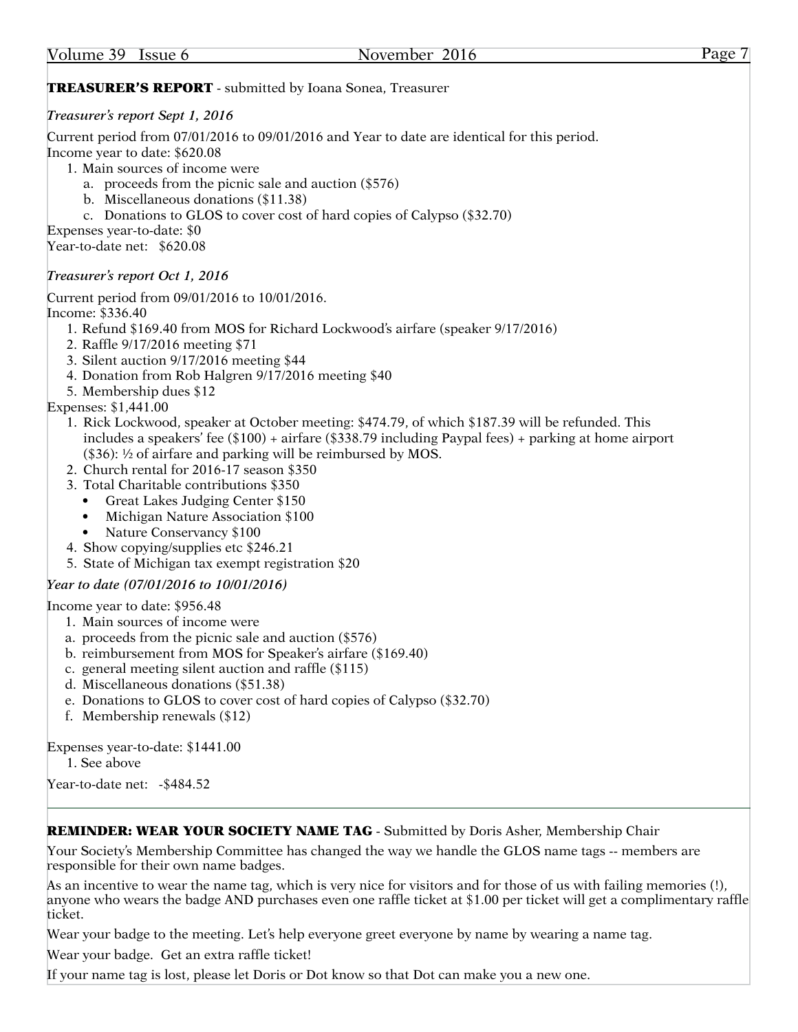**TREASURER'S REPORT** - submitted by Ioana Sonea, Treasurer

***Treasurer's report Sept 1, 2016***

Current period from 07/01/2016 to 09/01/2016 and Year to date are identical for this period.
Income year to date: $620.08

1. Main sources of income were
   a. proceeds from the picnic sale and auction ($576)
   b. Miscellaneous donations ($11.38)
   c. Donations to GLOS to cover cost of hard copies of Calypso ($32.70)

Expenses year-to-date: $0
Year-to-date net: $620.08

***Treasurer's report Oct 1, 2016***

Current period from 09/01/2016 to 10/01/2016.
Income: $336.40

1. Refund $169.40 from MOS for Richard Lockwood's airfare (speaker 9/17/2016)
2. Raffle 9/17/2016 meeting $71
3. Silent auction 9/17/2016 meeting $44
4. Donation from Rob Halgren 9/17/2016 meeting $40
5. Membership dues $12

Expenses: $1,441.00

1. Rick Lockwood, speaker at October meeting: $474.79, of which $187.39 will be refunded. This includes a speakers' fee ($100) + airfare ($338.79 including Paypal fees) + parking at home airport ($36): ½ of airfare and parking will be reimbursed by MOS.
2. Church rental for 2016-17 season $350
3. Total Charitable contributions $350
   - Great Lakes Judging Center $150
   - Michigan Nature Association $100
   - Nature Conservancy $100
4. Show copying/supplies etc $246.21
5. State of Michigan tax exempt registration $20

***Year to date (07/01/2016 to 10/01/2016)***

Income year to date: $956.48

1. Main sources of income were
   a. proceeds from the picnic sale and auction ($576)
   b. reimbursement from MOS for Speaker's airfare ($169.40)
   c. general meeting silent auction and raffle ($115)
   d. Miscellaneous donations ($51.38)
   e. Donations to GLOS to cover cost of hard copies of Calypso ($32.70)
   f. Membership renewals ($12)

Expenses year-to-date: $1441.00

1. See above

Year-to-date net: -$484.52

---

**REMINDER: WEAR YOUR SOCIETY NAME TAG** - Submitted by Doris Asher, Membership Chair

Your Society's Membership Committee has changed the way we handle the GLOS name tags -- members are responsible for their own name badges.

As an incentive to wear the name tag, which is very nice for visitors and for those of us with failing memories (!), anyone who wears the badge AND purchases even one raffle ticket at $1.00 per ticket will get a complimentary raffle ticket.

Wear your badge to the meeting. Let's help everyone greet everyone by name by wearing a name tag.

Wear your badge. Get an extra raffle ticket!

If your name tag is lost, please let Doris or Dot know so that Dot can make you a new one.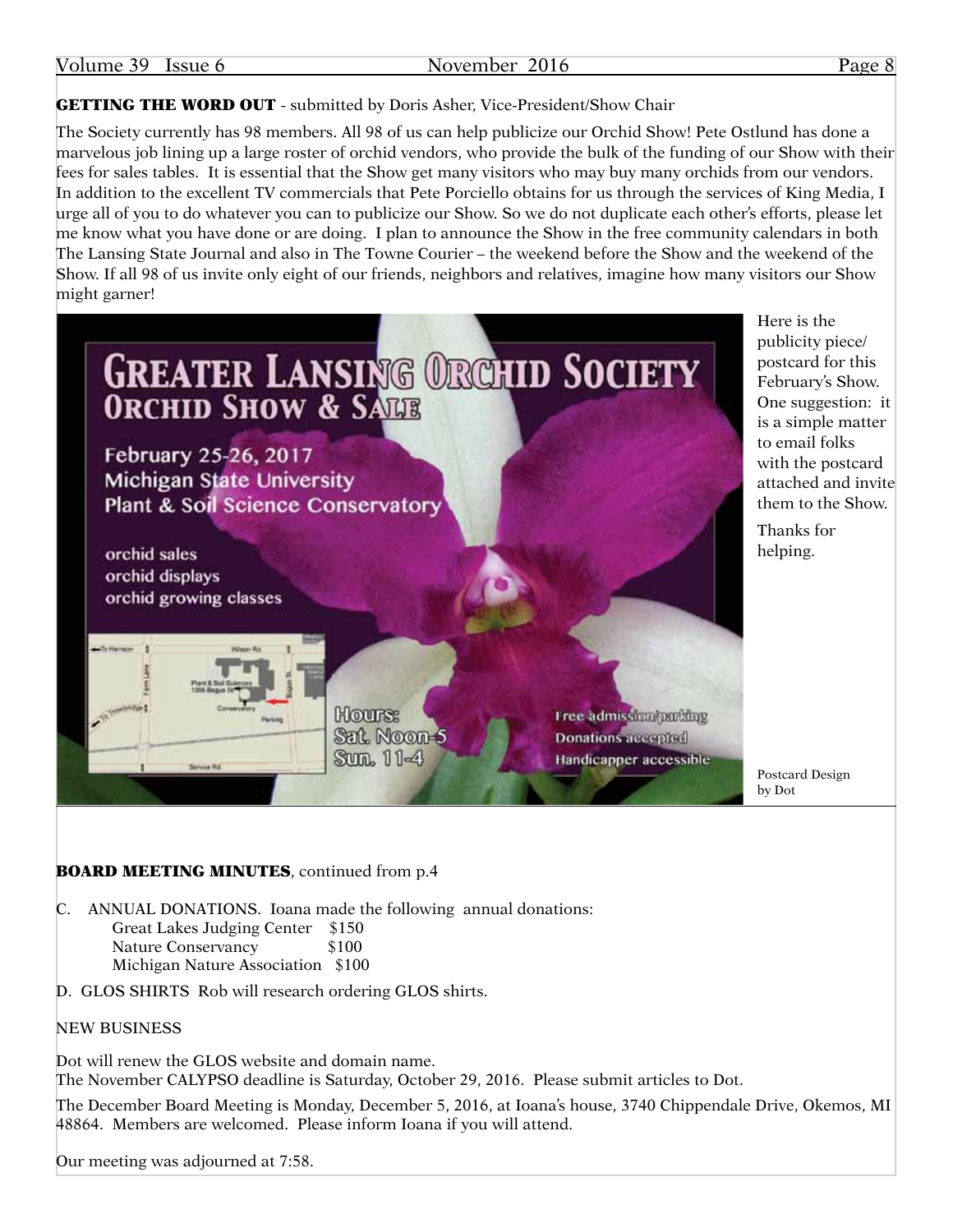**GETTING THE WORD OUT** - submitted by Doris Asher, Vice-President/Show Chair

The Society currently has 98 members. All 98 of us can help publicize our Orchid Show! Pete Ostlund has done a marvelous job lining up a large roster of orchid vendors, who provide the bulk of the funding of our Show with their fees for sales tables. It is essential that the Show get many visitors who may buy many orchids from our vendors. In addition to the excellent TV commercials that Pete Porciello obtains for us through the services of King Media, I urge all of you to do whatever you can to publicize our Show. So we do not duplicate each other's efforts, please let me know what you have done or are doing. I plan to announce the Show in the free community calendars in both The Lansing State Journal and also in The Towne Courier – the weekend before the Show and the weekend of the Show. If all 98 of us invite only eight of our friends, neighbors and relatives, imagine how many visitors our Show might garner!

GREATER LANSING ORCHID SOCIETY
ORCHID SHOW & SALE

February 25-26, 2017
Michigan State University
Plant & Soil Science Conservatory

orchid sales
orchid displays
orchid growing classes

Hours:
Sat. Noon-5
Sun. 11-4

Free admission/parking
Donations accepted
Handicapper accessible

Here is the publicity piece/ postcard for this February's Show. One suggestion: it is a simple matter to email folks with the postcard attached and invite them to the Show.

Thanks for helping.

Postcard Design by Dot

**BOARD MEETING MINUTES**, continued from p.4

C. ANNUAL DONATIONS. Ioana made the following annual donations:
   - Great Lakes Judging Center $150
   - Nature Conservancy $100
   - Michigan Nature Association $100

D. GLOS SHIRTS Rob will research ordering GLOS shirts.

NEW BUSINESS

Dot will renew the GLOS website and domain name.
The November CALYPSO deadline is Saturday, October 29, 2016. Please submit articles to Dot.

The December Board Meeting is Monday, December 5, 2016, at Ioana's house, 3740 Chippendale Drive, Okemos, MI 48864. Members are welcomed. Please inform Ioana if you will attend.

Our meeting was adjourned at 7:58.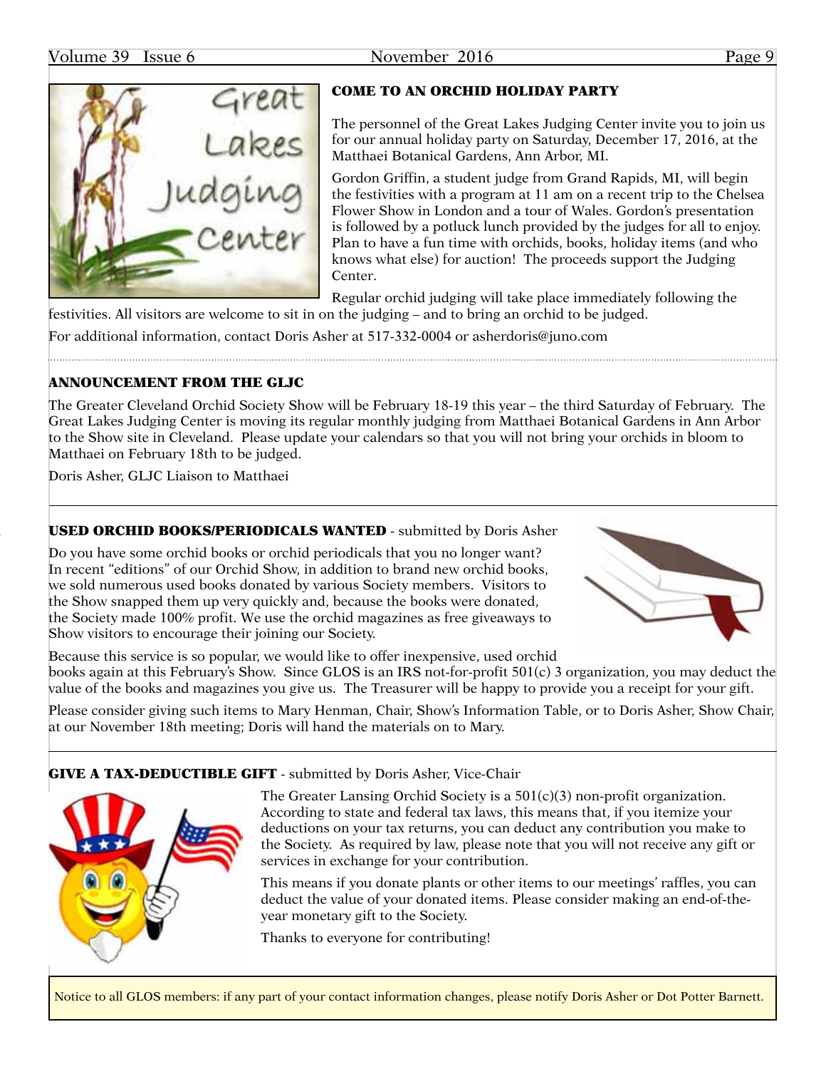## COME TO AN ORCHID HOLIDAY PARTY

The personnel of the Great Lakes Judging Center invite you to join us for our annual holiday party on Saturday, December 17, 2016, at the Matthaei Botanical Gardens, Ann Arbor, MI.

Gordon Griffin, a student judge from Grand Rapids, MI, will begin the festivities with a program at 11 am on a recent trip to the Chelsea Flower Show in London and a tour of Wales. Gordon's presentation is followed by a potluck lunch provided by the judges for all to enjoy. Plan to have a fun time with orchids, books, holiday items (and who knows what else) for auction! The proceeds support the Judging Center.

Regular orchid judging will take place immediately following the festivities. All visitors are welcome to sit in on the judging – and to bring an orchid to be judged.

For additional information, contact Doris Asher at 517-332-0004 or asherdoris@juno.com

## ANNOUNCEMENT FROM THE GLJC

The Greater Cleveland Orchid Society Show will be February 18-19 this year – the third Saturday of February. The Great Lakes Judging Center is moving its regular monthly judging from Matthaei Botanical Gardens in Ann Arbor to the Show site in Cleveland. Please update your calendars so that you will not bring your orchids in bloom to Matthaei on February 18th to be judged.

Doris Asher, GLJC Liaison to Matthaei

## USED ORCHID BOOKS/PERIODICALS WANTED - submitted by Doris Asher

Do you have some orchid books or orchid periodicals that you no longer want? In recent "editions" of our Orchid Show, in addition to brand new orchid books, we sold numerous used books donated by various Society members. Visitors to the Show snapped them up very quickly and, because the books were donated, the Society made 100% profit. We use the orchid magazines as free giveaways to Show visitors to encourage their joining our Society.

Because this service is so popular, we would like to offer inexpensive, used orchid books again at this February's Show. Since GLOS is an IRS not-for-profit 501(c) 3 organization, you may deduct the value of the books and magazines you give us. The Treasurer will be happy to provide you a receipt for your gift.

Please consider giving such items to Mary Henman, Chair, Show's Information Table, or to Doris Asher, Show Chair, at our November 18th meeting; Doris will hand the materials on to Mary.

## GIVE A TAX-DEDUCTIBLE GIFT - submitted by Doris Asher, Vice-Chair

The Greater Lansing Orchid Society is a 501(c)(3) non-profit organization. According to state and federal tax laws, this means that, if you itemize your deductions on your tax returns, you can deduct any contribution you make to the Society. As required by law, please note that you will not receive any gift or services in exchange for your contribution.

This means if you donate plants or other items to our meetings' raffles, you can deduct the value of your donated items. Please consider making an end-of-the-year monetary gift to the Society.

Thanks to everyone for contributing!

Notice to all GLOS members: if any part of your contact information changes, please notify Doris Asher or Dot Potter Barnett.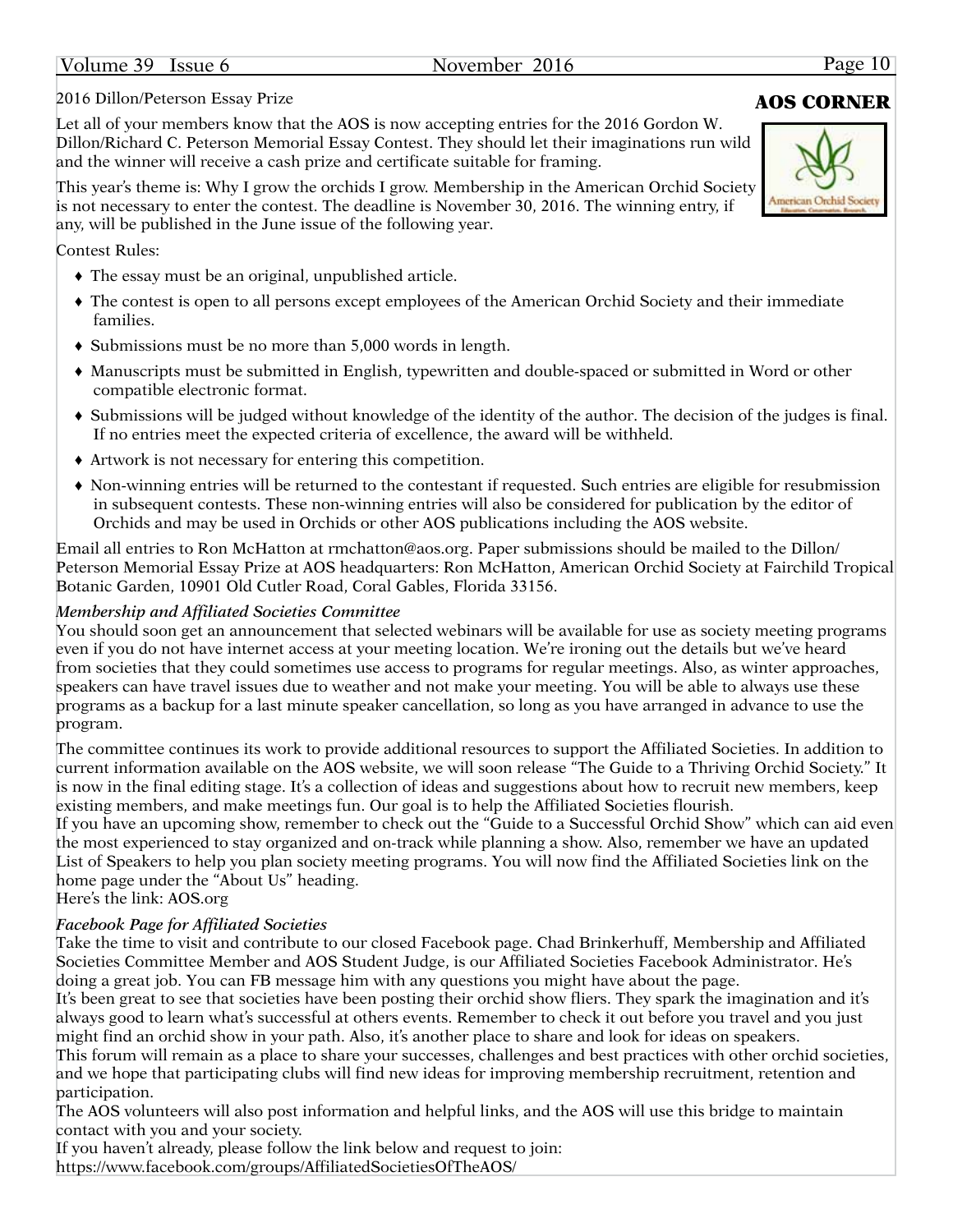## AOS CORNER

2016 Dillon/Peterson Essay Prize

Let all of your members know that the AOS is now accepting entries for the 2016 Gordon W. Dillon/Richard C. Peterson Memorial Essay Contest. They should let their imaginations run wild and the winner will receive a cash prize and certificate suitable for framing.

This year's theme is: Why I grow the orchids I grow. Membership in the American Orchid Society is not necessary to enter the contest. The deadline is November 30, 2016. The winning entry, if any, will be published in the June issue of the following year.

Contest Rules:

- The essay must be an original, unpublished article.
- The contest is open to all persons except employees of the American Orchid Society and their immediate families.
- Submissions must be no more than 5,000 words in length.
- Manuscripts must be submitted in English, typewritten and double-spaced or submitted in Word or other compatible electronic format.
- Submissions will be judged without knowledge of the identity of the author. The decision of the judges is final. If no entries meet the expected criteria of excellence, the award will be withheld.
- Artwork is not necessary for entering this competition.
- Non-winning entries will be returned to the contestant if requested. Such entries are eligible for resubmission in subsequent contests. These non-winning entries will also be considered for publication by the editor of Orchids and may be used in Orchids or other AOS publications including the AOS website.

Email all entries to Ron McHatton at rmchatton@aos.org. Paper submissions should be mailed to the Dillon/Peterson Memorial Essay Prize at AOS headquarters: Ron McHatton, American Orchid Society at Fairchild Tropical Botanic Garden, 10901 Old Cutler Road, Coral Gables, Florida 33156.

### *Membership and Affiliated Societies Committee*

You should soon get an announcement that selected webinars will be available for use as society meeting programs even if you do not have internet access at your meeting location. We're ironing out the details but we've heard from societies that they could sometimes use access to programs for regular meetings. Also, as winter approaches, speakers can have travel issues due to weather and not make your meeting. You will be able to always use these programs as a backup for a last minute speaker cancellation, so long as you have arranged in advance to use the program.

The committee continues its work to provide additional resources to support the Affiliated Societies. In addition to current information available on the AOS website, we will soon release "The Guide to a Thriving Orchid Society." It is now in the final editing stage. It's a collection of ideas and suggestions about how to recruit new members, keep existing members, and make meetings fun. Our goal is to help the Affiliated Societies flourish.

If you have an upcoming show, remember to check out the "Guide to a Successful Orchid Show" which can aid even the most experienced to stay organized and on-track while planning a show. Also, remember we have an updated List of Speakers to help you plan society meeting programs. You will now find the Affiliated Societies link on the home page under the "About Us" heading.

Here's the link: AOS.org

### *Facebook Page for Affiliated Societies*

Take the time to visit and contribute to our closed Facebook page. Chad Brinkerhuff, Membership and Affiliated Societies Committee Member and AOS Student Judge, is our Affiliated Societies Facebook Administrator. He's doing a great job. You can FB message him with any questions you might have about the page.

It's been great to see that societies have been posting their orchid show fliers. They spark the imagination and it's always good to learn what's successful at others events. Remember to check it out before you travel and you just might find an orchid show in your path. Also, it's another place to share and look for ideas on speakers.

This forum will remain as a place to share your successes, challenges and best practices with other orchid societies, and we hope that participating clubs will find new ideas for improving membership recruitment, retention and participation.

The AOS volunteers will also post information and helpful links, and the AOS will use this bridge to maintain contact with you and your society.

If you haven't already, please follow the link below and request to join:
https://www.facebook.com/groups/AffiliatedSocietiesOfTheAOS/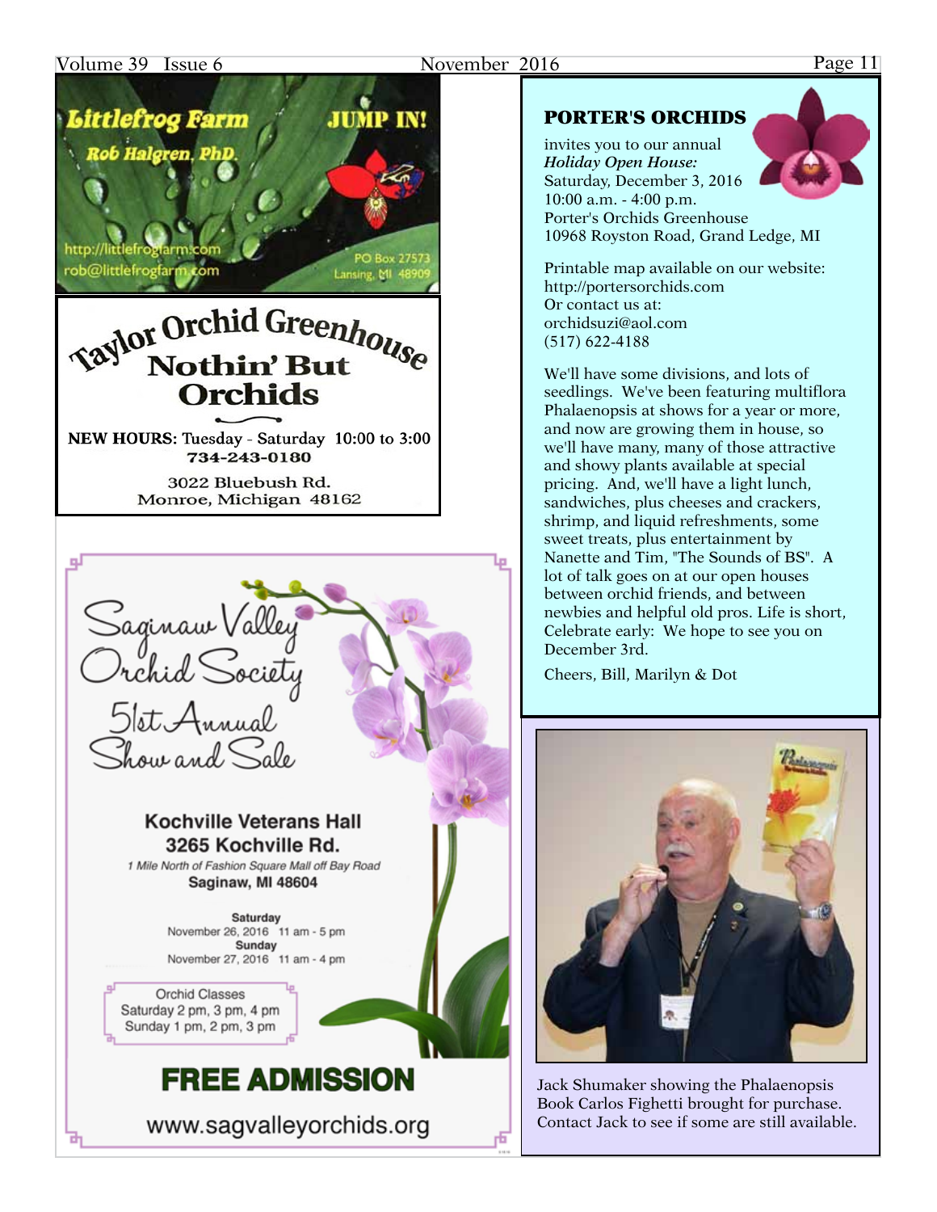**Littlefrog Farm** JUMP IN!

Rob Halgren, PhD.

http://littlefrogfarm.com
rob@littlefrogfarm.com

PO Box 27573
Lansing, MI 48909

**Taylor Orchid Greenhouse**

**Nothin' But Orchids**

**NEW HOURS:** Tuesday - Saturday 10:00 to 3:00
734-243-0180

3022 Bluebush Rd.
Monroe, Michigan 48162

Saginaw Valley Orchid Society
51st Annual Show and Sale

**Kochville Veterans Hall**
**3265 Kochville Rd.**
*1 Mile North of Fashion Square Mall off Bay Road*
**Saginaw, MI 48604**

**Saturday**
November 26, 2016 11 am - 5 pm
**Sunday**
November 27, 2016 11 am - 4 pm

Orchid Classes
Saturday 2 pm, 3 pm, 4 pm
Sunday 1 pm, 2 pm, 3 pm

**FREE ADMISSION**

www.sagvalleyorchids.org

## PORTER'S ORCHIDS

invites you to our annual
***Holiday Open House:***
Saturday, December 3, 2016
10:00 a.m. - 4:00 p.m.
Porter's Orchids Greenhouse
10968 Royston Road, Grand Ledge, MI

Printable map available on our website:
http://portersorchids.com
Or contact us at:
orchidsuzi@aol.com
(517) 622-4188

We'll have some divisions, and lots of seedlings. We've been featuring multiflora Phalaenopsis at shows for a year or more, and now are growing them in house, so we'll have many, many of those attractive and showy plants available at special pricing. And, we'll have a light lunch, sandwiches, plus cheeses and crackers, shrimp, and liquid refreshments, some sweet treats, plus entertainment by Nanette and Tim, "The Sounds of BS". A lot of talk goes on at our open houses between orchid friends, and between newbies and helpful old pros. Life is short, Celebrate early: We hope to see you on December 3rd.

Cheers, Bill, Marilyn & Dot

Jack Shumaker showing the Phalaenopsis Book Carlos Fighetti brought for purchase. Contact Jack to see if some are still available.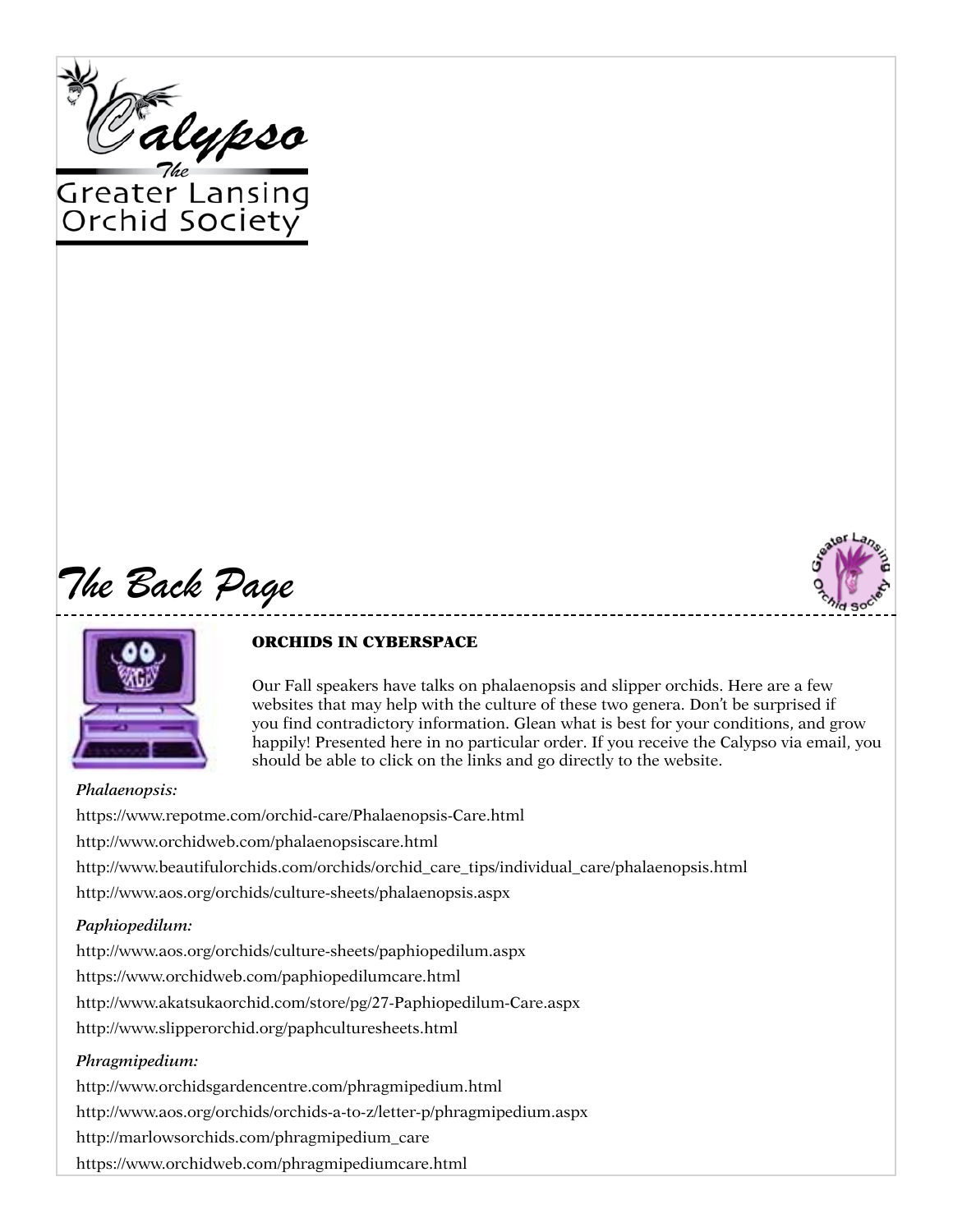# Calypso

The Greater Lansing Orchid Society

## The Back Page

### ORCHIDS IN CYBERSPACE

Our Fall speakers have talks on phalaenopsis and slipper orchids. Here are a few websites that may help with the culture of these two genera. Don't be surprised if you find contradictory information. Glean what is best for your conditions, and grow happily! Presented here in no particular order. If you receive the Calypso via email, you should be able to click on the links and go directly to the website.

*Phalaenopsis:*

https://www.repotme.com/orchid-care/Phalaenopsis-Care.html

http://www.orchidweb.com/phalaenopsiscare.html

http://www.beautifulorchids.com/orchids/orchid_care_tips/individual_care/phalaenopsis.html

http://www.aos.org/orchids/culture-sheets/phalaenopsis.aspx

*Paphiopedilum:*

http://www.aos.org/orchids/culture-sheets/paphiopedilum.aspx

https://www.orchidweb.com/paphiopedilumcare.html

http://www.akatsukaorchid.com/store/pg/27-Paphiopedilum-Care.aspx

http://www.slipperorchid.org/paphculturesheets.html

*Phragmipedium:*

http://www.orchidsgardencentre.com/phragmipedium.html

http://www.aos.org/orchids/orchids-a-to-z/letter-p/phragmipedium.aspx

http://marlowsorchids.com/phragmipedium_care

https://www.orchidweb.com/phragmipediumcare.html